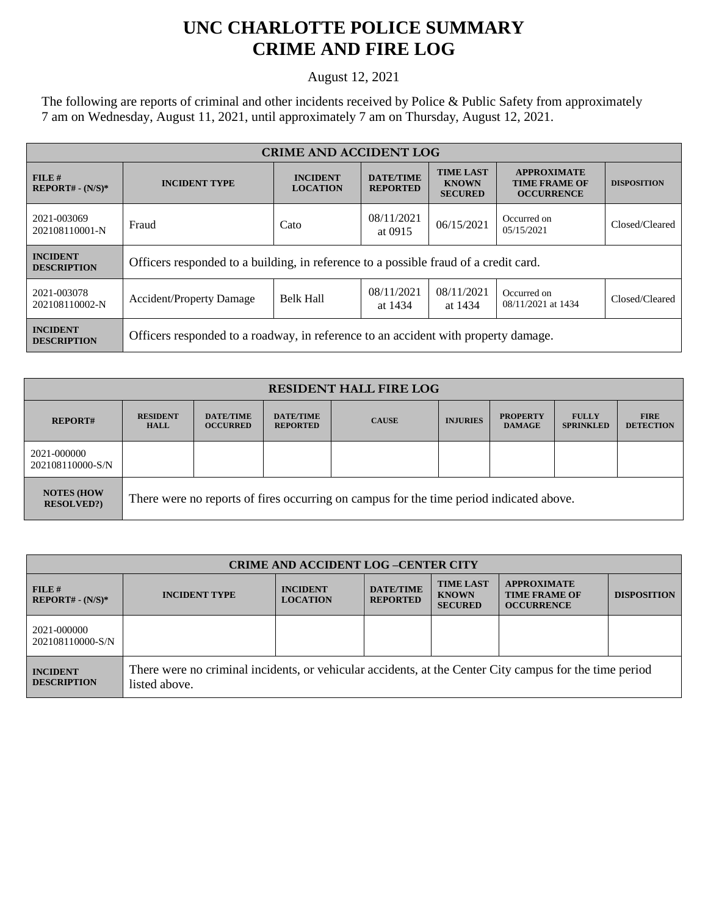# UNC CHARLOTTE POLICE SUMMARY
# CRIME AND FIRE LOG

August 12, 2021

The following are reports of criminal and other incidents received by Police & Public Safety from approximately 7 am on Wednesday, August 11, 2021, until approximately 7 am on Thursday, August 12, 2021.

| CRIME AND ACCIDENT LOG | | | | | | |
|---|---|---|---|---|---|---|
| **FILE # REPORT# - (N/S)*** | **INCIDENT TYPE** | **INCIDENT LOCATION** | **DATE/TIME REPORTED** | **TIME LAST KNOWN SECURED** | **APPROXIMATE TIME FRAME OF OCCURRENCE** | **DISPOSITION** |
| 2021-003069 202108110001-N | Fraud | Cato | 08/11/2021 at 0915 | 06/15/2021 | Occurred on 05/15/2021 | Closed/Cleared |
| **INCIDENT DESCRIPTION** | Officers responded to a building, in reference to a possible fraud of a credit card. | | | | | |
| 2021-003078 202108110002-N | Accident/Property Damage | Belk Hall | 08/11/2021 at 1434 | 08/11/2021 at 1434 | Occurred on 08/11/2021 at 1434 | Closed/Cleared |
| **INCIDENT DESCRIPTION** | Officers responded to a roadway, in reference to an accident with property damage. | | | | | |

| RESIDENT HALL FIRE LOG | | | | | | | | |
|---|---|---|---|---|---|---|---|---|
| **REPORT#** | **RESIDENT HALL** | **DATE/TIME OCCURRED** | **DATE/TIME REPORTED** | **CAUSE** | **INJURIES** | **PROPERTY DAMAGE** | **FULLY SPRINKLED** | **FIRE DETECTION** |
| 2021-000000 202108110000-S/N | | | | | | | | |
| **NOTES (HOW RESOLVED?)** | There were no reports of fires occurring on campus for the time period indicated above. | | | | | | | |

| CRIME AND ACCIDENT LOG –CENTER CITY | | | | | | |
|---|---|---|---|---|---|---|
| **FILE # REPORT# - (N/S)*** | **INCIDENT TYPE** | **INCIDENT LOCATION** | **DATE/TIME REPORTED** | **TIME LAST KNOWN SECURED** | **APPROXIMATE TIME FRAME OF OCCURRENCE** | **DISPOSITION** |
| 2021-000000 202108110000-S/N | | | | | | |
| **INCIDENT DESCRIPTION** | There were no criminal incidents, or vehicular accidents, at the Center City campus for the time period listed above. | | | | | |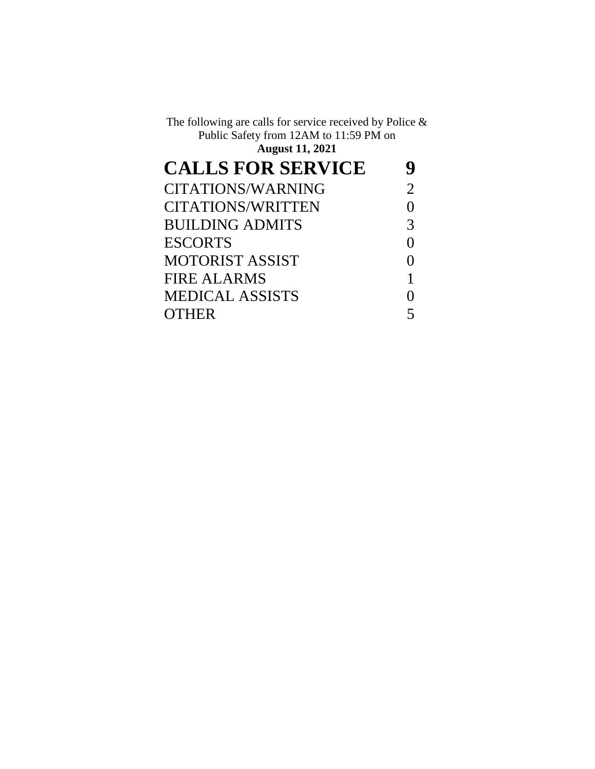The following are calls for service received by Police & Public Safety from 12AM to 11:59 PM on

**August 11, 2021**

| | |
|---|---|
| **CALLS FOR SERVICE** | **9** |
| CITATIONS/WARNING | 2 |
| CITATIONS/WRITTEN | 0 |
| BUILDING ADMITS | 3 |
| ESCORTS | 0 |
| MOTORIST ASSIST | 0 |
| FIRE ALARMS | 1 |
| MEDICAL ASSISTS | 0 |
| OTHER | 5 |